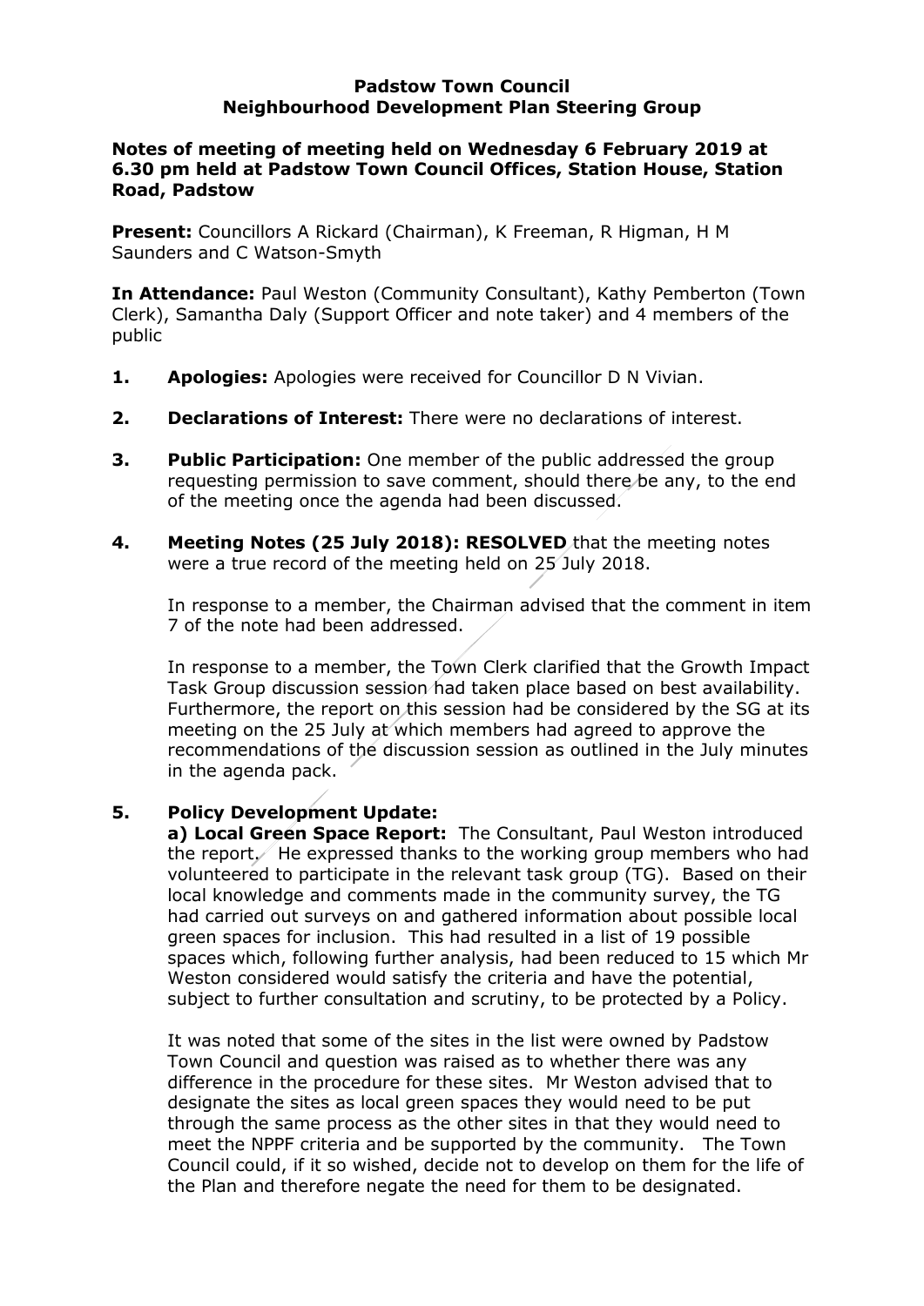**Padstow Town Council**
**Neighbourhood Development Plan Steering Group**

**Notes of meeting of meeting held on Wednesday 6 February 2019 at 6.30 pm held at Padstow Town Council Offices, Station House, Station Road, Padstow**

**Present:** Councillors A Rickard (Chairman), K Freeman, R Higman, H M Saunders and C Watson-Smyth

**In Attendance:** Paul Weston (Community Consultant), Kathy Pemberton (Town Clerk), Samantha Daly (Support Officer and note taker) and 4 members of the public

1. **Apologies:** Apologies were received for Councillor D N Vivian.

2. **Declarations of Interest:** There were no declarations of interest.

3. **Public Participation:** One member of the public addressed the group requesting permission to save comment, should there be any, to the end of the meeting once the agenda had been discussed.

4. **Meeting Notes (25 July 2018): RESOLVED** that the meeting notes were a true record of the meeting held on 25 July 2018.

   In response to a member, the Chairman advised that the comment in item 7 of the note had been addressed.

   In response to a member, the Town Clerk clarified that the Growth Impact Task Group discussion session had taken place based on best availability. Furthermore, the report on this session had be considered by the SG at its meeting on the 25 July at which members had agreed to approve the recommendations of the discussion session as outlined in the July minutes in the agenda pack.

5. **Policy Development Update:**

   **a) Local Green Space Report:** The Consultant, Paul Weston introduced the report. He expressed thanks to the working group members who had volunteered to participate in the relevant task group (TG). Based on their local knowledge and comments made in the community survey, the TG had carried out surveys on and gathered information about possible local green spaces for inclusion. This had resulted in a list of 19 possible spaces which, following further analysis, had been reduced to 15 which Mr Weston considered would satisfy the criteria and have the potential, subject to further consultation and scrutiny, to be protected by a Policy.

   It was noted that some of the sites in the list were owned by Padstow Town Council and question was raised as to whether there was any difference in the procedure for these sites. Mr Weston advised that to designate the sites as local green spaces they would need to be put through the same process as the other sites in that they would need to meet the NPPF criteria and be supported by the community. The Town Council could, if it so wished, decide not to develop on them for the life of the Plan and therefore negate the need for them to be designated.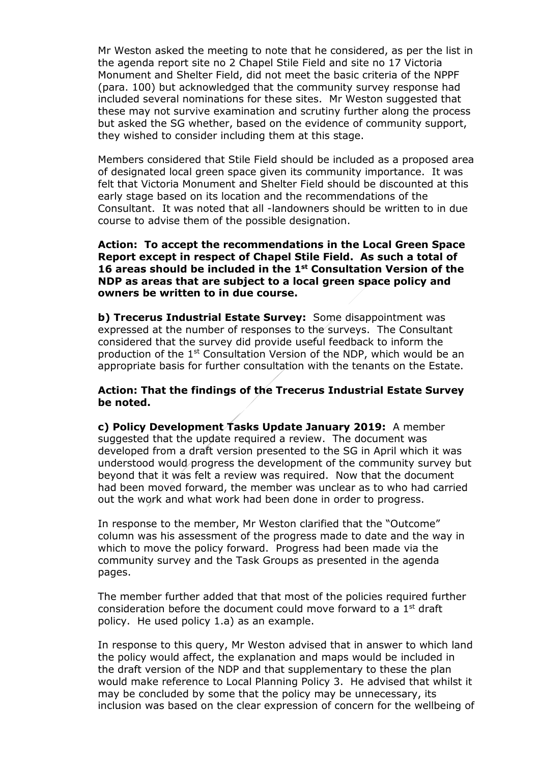Mr Weston asked the meeting to note that he considered, as per the list in the agenda report site no 2 Chapel Stile Field and site no 17 Victoria Monument and Shelter Field, did not meet the basic criteria of the NPPF (para. 100) but acknowledged that the community survey response had included several nominations for these sites. Mr Weston suggested that these may not survive examination and scrutiny further along the process but asked the SG whether, based on the evidence of community support, they wished to consider including them at this stage.

Members considered that Stile Field should be included as a proposed area of designated local green space given its community importance. It was felt that Victoria Monument and Shelter Field should be discounted at this early stage based on its location and the recommendations of the Consultant. It was noted that all -landowners should be written to in due course to advise them of the possible designation.

**Action: To accept the recommendations in the Local Green Space Report except in respect of Chapel Stile Field. As such a total of 16 areas should be included in the 1st Consultation Version of the NDP as areas that are subject to a local green space policy and owners be written to in due course.**

**b) Trecerus Industrial Estate Survey:** Some disappointment was expressed at the number of responses to the surveys. The Consultant considered that the survey did provide useful feedback to inform the production of the 1st Consultation Version of the NDP, which would be an appropriate basis for further consultation with the tenants on the Estate.

**Action: That the findings of the Trecerus Industrial Estate Survey be noted.**

**c) Policy Development Tasks Update January 2019:** A member suggested that the update required a review. The document was developed from a draft version presented to the SG in April which it was understood would progress the development of the community survey but beyond that it was felt a review was required. Now that the document had been moved forward, the member was unclear as to who had carried out the work and what work had been done in order to progress.

In response to the member, Mr Weston clarified that the "Outcome" column was his assessment of the progress made to date and the way in which to move the policy forward. Progress had been made via the community survey and the Task Groups as presented in the agenda pages.

The member further added that that most of the policies required further consideration before the document could move forward to a 1st draft policy. He used policy 1.a) as an example.

In response to this query, Mr Weston advised that in answer to which land the policy would affect, the explanation and maps would be included in the draft version of the NDP and that supplementary to these the plan would make reference to Local Planning Policy 3. He advised that whilst it may be concluded by some that the policy may be unnecessary, its inclusion was based on the clear expression of concern for the wellbeing of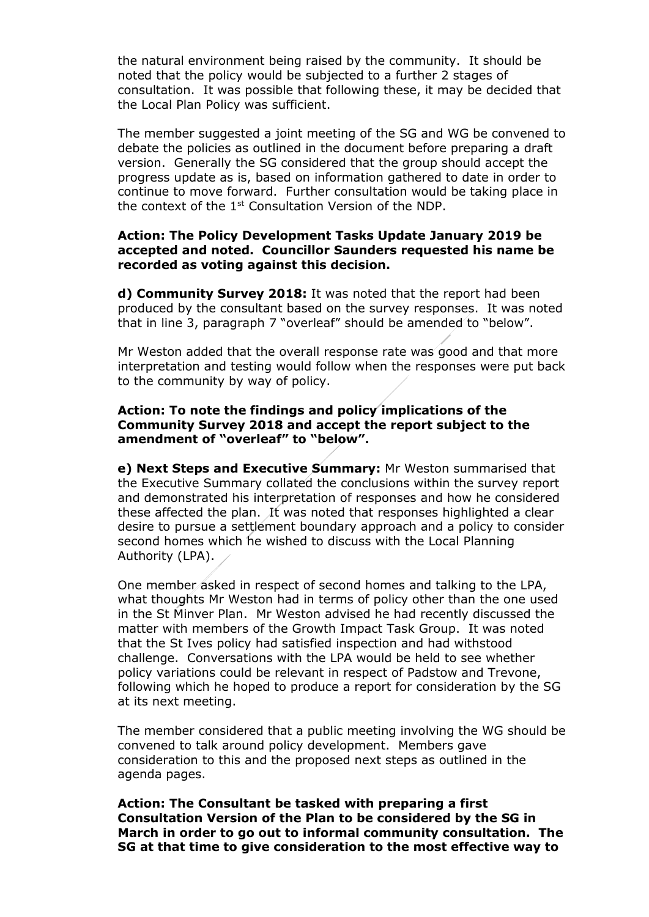the natural environment being raised by the community. It should be noted that the policy would be subjected to a further 2 stages of consultation. It was possible that following these, it may be decided that the Local Plan Policy was sufficient.

The member suggested a joint meeting of the SG and WG be convened to debate the policies as outlined in the document before preparing a draft version. Generally the SG considered that the group should accept the progress update as is, based on information gathered to date in order to continue to move forward. Further consultation would be taking place in the context of the 1st Consultation Version of the NDP.

**Action: The Policy Development Tasks Update January 2019 be accepted and noted. Councillor Saunders requested his name be recorded as voting against this decision.**

**d) Community Survey 2018:** It was noted that the report had been produced by the consultant based on the survey responses. It was noted that in line 3, paragraph 7 "overleaf" should be amended to "below".

Mr Weston added that the overall response rate was good and that more interpretation and testing would follow when the responses were put back to the community by way of policy.

**Action: To note the findings and policy implications of the Community Survey 2018 and accept the report subject to the amendment of "overleaf" to "below".**

**e) Next Steps and Executive Summary:** Mr Weston summarised that the Executive Summary collated the conclusions within the survey report and demonstrated his interpretation of responses and how he considered these affected the plan. It was noted that responses highlighted a clear desire to pursue a settlement boundary approach and a policy to consider second homes which he wished to discuss with the Local Planning Authority (LPA).

One member asked in respect of second homes and talking to the LPA, what thoughts Mr Weston had in terms of policy other than the one used in the St Minver Plan. Mr Weston advised he had recently discussed the matter with members of the Growth Impact Task Group. It was noted that the St Ives policy had satisfied inspection and had withstood challenge. Conversations with the LPA would be held to see whether policy variations could be relevant in respect of Padstow and Trevone, following which he hoped to produce a report for consideration by the SG at its next meeting.

The member considered that a public meeting involving the WG should be convened to talk around policy development. Members gave consideration to this and the proposed next steps as outlined in the agenda pages.

**Action: The Consultant be tasked with preparing a first Consultation Version of the Plan to be considered by the SG in March in order to go out to informal community consultation. The SG at that time to give consideration to the most effective way to**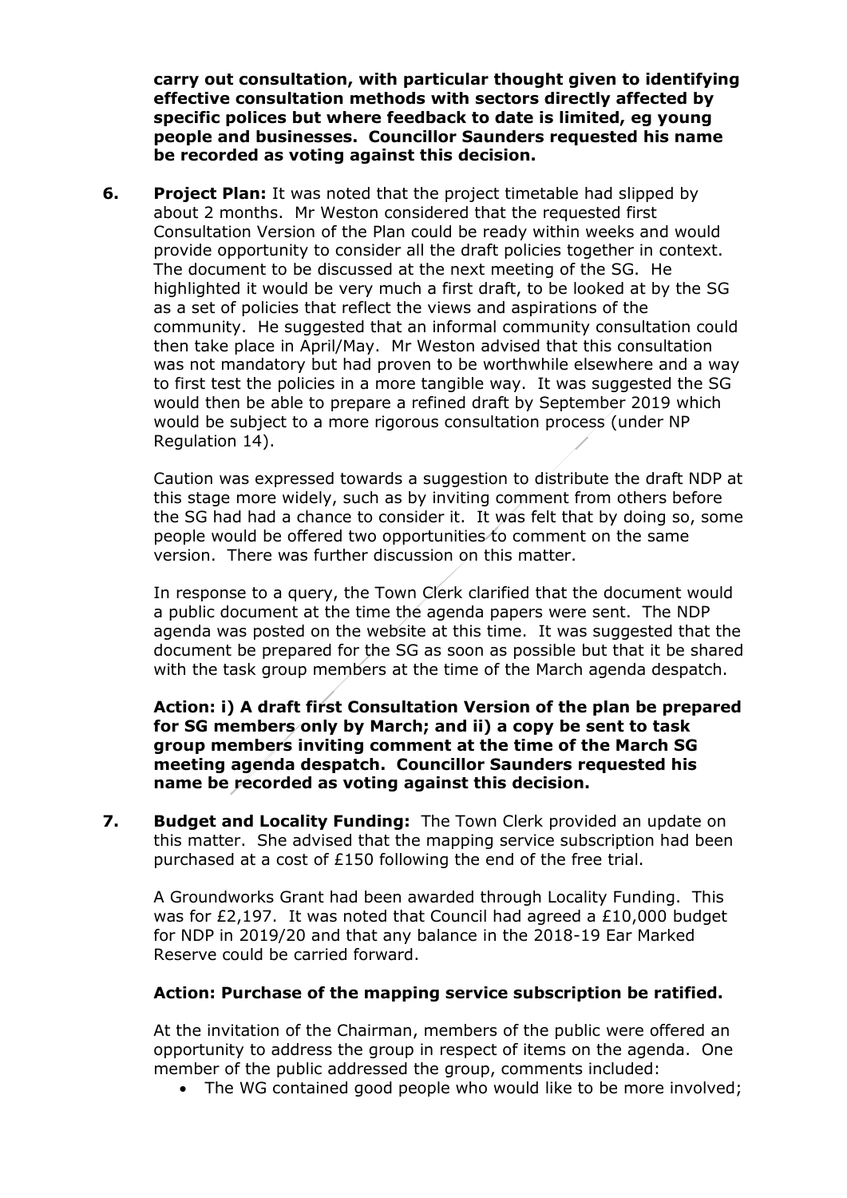**carry out consultation, with particular thought given to identifying effective consultation methods with sectors directly affected by specific polices but where feedback to date is limited, eg young people and businesses. Councillor Saunders requested his name be recorded as voting against this decision.**

6. **Project Plan:** It was noted that the project timetable had slipped by about 2 months. Mr Weston considered that the requested first Consultation Version of the Plan could be ready within weeks and would provide opportunity to consider all the draft policies together in context. The document to be discussed at the next meeting of the SG. He highlighted it would be very much a first draft, to be looked at by the SG as a set of policies that reflect the views and aspirations of the community. He suggested that an informal community consultation could then take place in April/May. Mr Weston advised that this consultation was not mandatory but had proven to be worthwhile elsewhere and a way to first test the policies in a more tangible way. It was suggested the SG would then be able to prepare a refined draft by September 2019 which would be subject to a more rigorous consultation process (under NP Regulation 14).

   Caution was expressed towards a suggestion to distribute the draft NDP at this stage more widely, such as by inviting comment from others before the SG had had a chance to consider it. It was felt that by doing so, some people would be offered two opportunities to comment on the same version. There was further discussion on this matter.

   In response to a query, the Town Clerk clarified that the document would a public document at the time the agenda papers were sent. The NDP agenda was posted on the website at this time. It was suggested that the document be prepared for the SG as soon as possible but that it be shared with the task group members at the time of the March agenda despatch.

   **Action: i) A draft first Consultation Version of the plan be prepared for SG members only by March; and ii) a copy be sent to task group members inviting comment at the time of the March SG meeting agenda despatch. Councillor Saunders requested his name be recorded as voting against this decision.**

7. **Budget and Locality Funding:** The Town Clerk provided an update on this matter. She advised that the mapping service subscription had been purchased at a cost of £150 following the end of the free trial.

   A Groundworks Grant had been awarded through Locality Funding. This was for £2,197. It was noted that Council had agreed a £10,000 budget for NDP in 2019/20 and that any balance in the 2018-19 Ear Marked Reserve could be carried forward.

   **Action: Purchase of the mapping service subscription be ratified.**

   At the invitation of the Chairman, members of the public were offered an opportunity to address the group in respect of items on the agenda. One member of the public addressed the group, comments included:

   - The WG contained good people who would like to be more involved;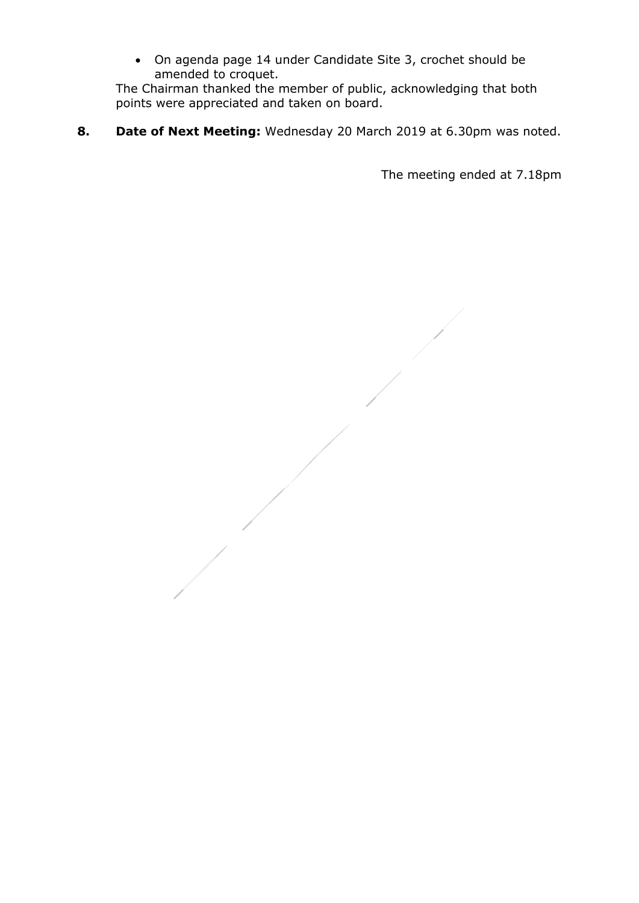- On agenda page 14 under Candidate Site 3, crochet should be amended to croquet.

The Chairman thanked the member of public, acknowledging that both points were appreciated and taken on board.

**8. Date of Next Meeting:** Wednesday 20 March 2019 at 6.30pm was noted.

The meeting ended at 7.18pm